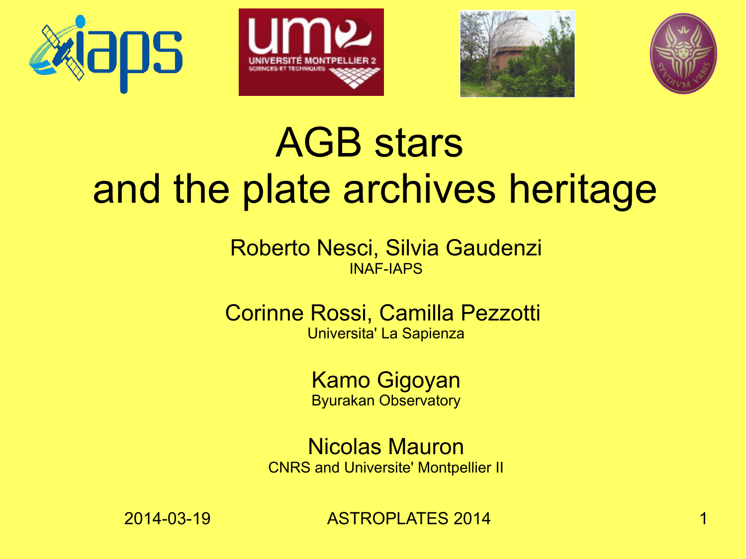# AGB stars and the plate archives heritage

Roberto Nesci, Silvia Gaudenzi
INAF-IAPS

Corinne Rossi, Camilla Pezzotti
Universita' La Sapienza

Kamo Gigoyan
Byurakan Observatory

Nicolas Mauron
CNRS and Universite' Montpellier II

2014-03-19 ASTROPLATES 2014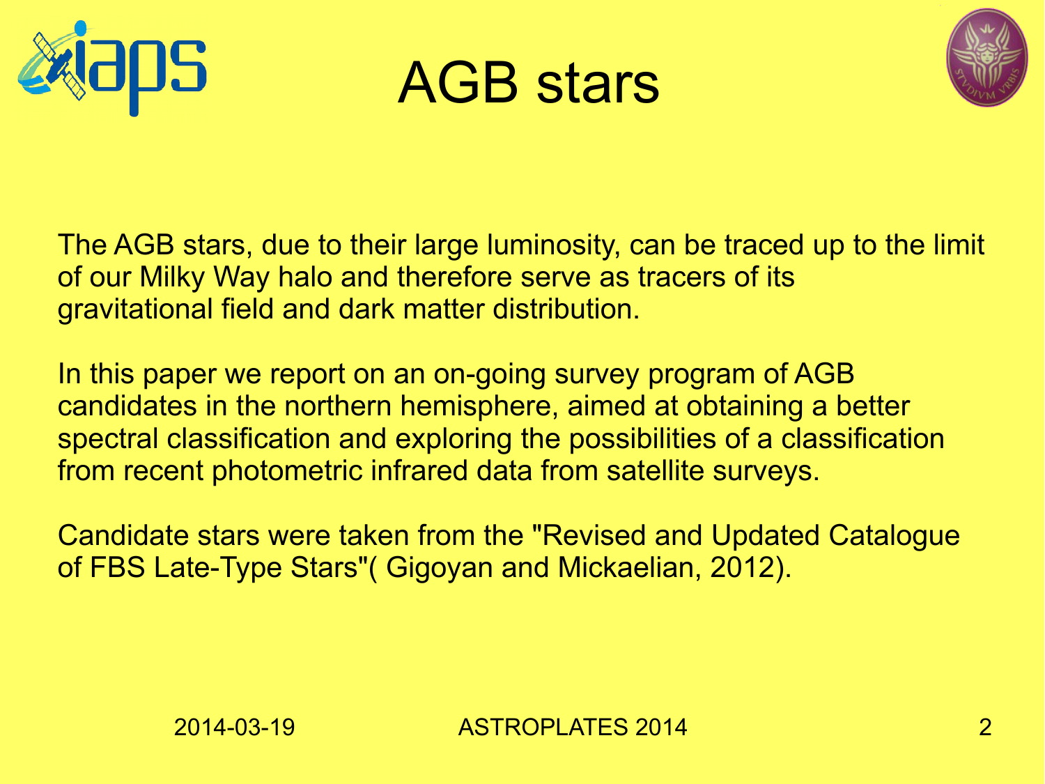# AGB stars

The AGB stars, due to their large luminosity, can be traced up to the limit of our Milky Way halo and therefore serve as tracers of its gravitational field and dark matter distribution.

In this paper we report on an on-going survey program of AGB candidates in the northern hemisphere, aimed at obtaining a better spectral classification and exploring the possibilities of a classification from recent photometric infrared data from satellite surveys.

Candidate stars were taken from the "Revised and Updated Catalogue of FBS Late-Type Stars"( Gigoyan and Mickaelian, 2012).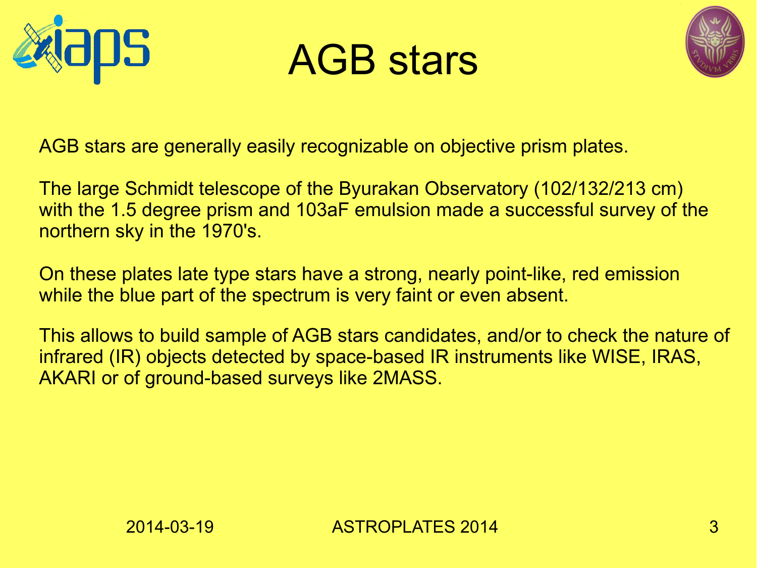# AGB stars

AGB stars are generally easily recognizable on objective prism plates.

The large Schmidt telescope of the Byurakan Observatory (102/132/213 cm) with the 1.5 degree prism and 103aF emulsion made a successful survey of the northern sky in the 1970's.

On these plates late type stars have a strong, nearly point-like, red emission while the blue part of the spectrum is very faint or even absent.

This allows to build sample of AGB stars candidates, and/or to check the nature of infrared (IR) objects detected by space-based IR instruments like WISE, IRAS, AKARI or of ground-based surveys like 2MASS.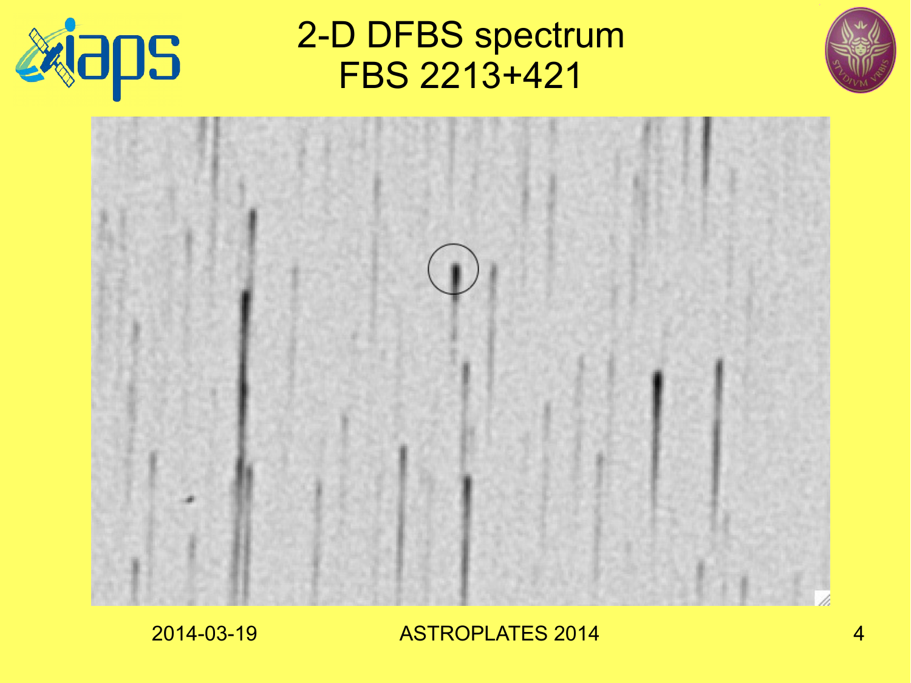# 2-D DFBS spectrum FBS 2213+421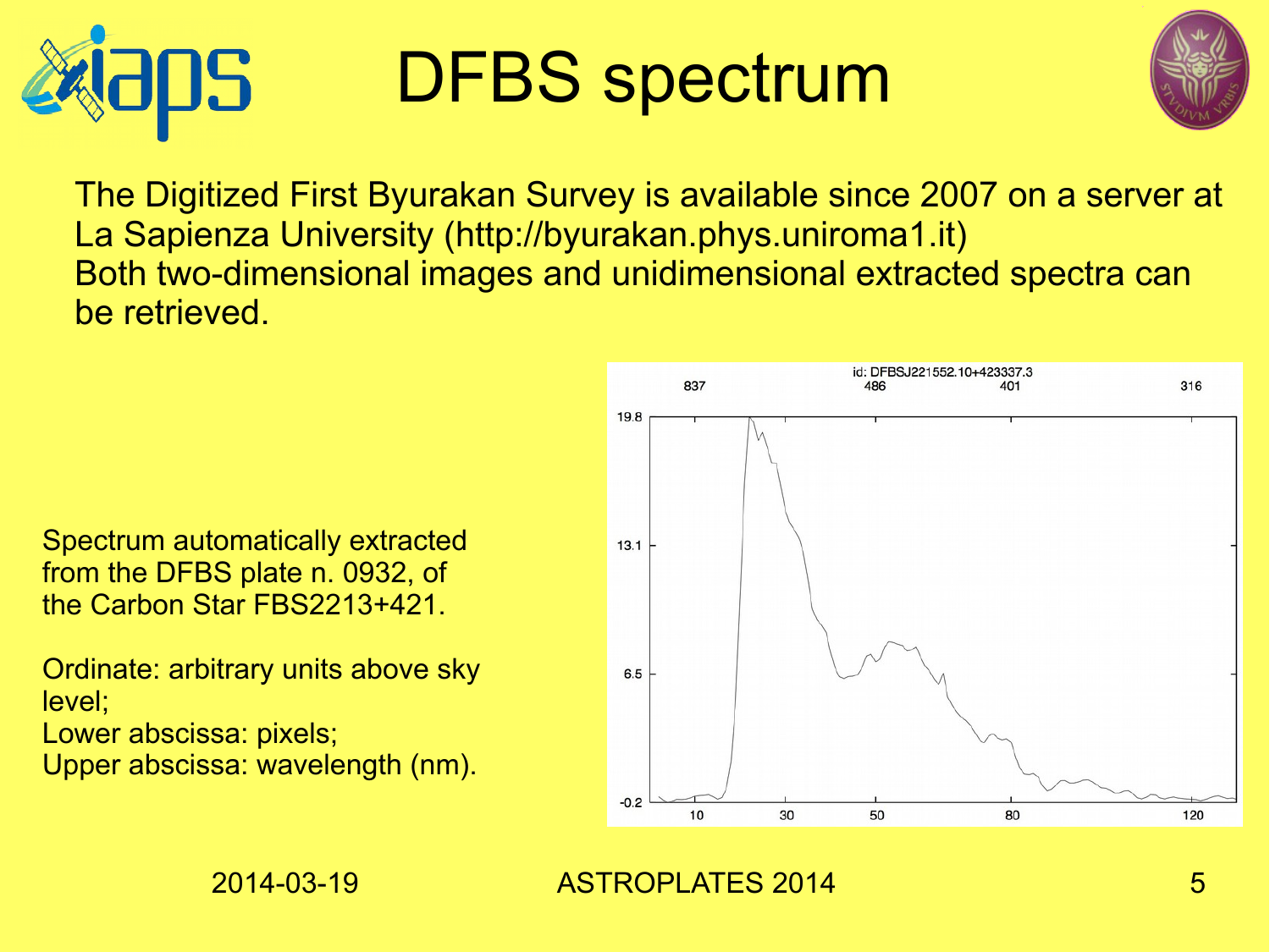# DFBS spectrum

The Digitized First Byurakan Survey is available since 2007 on a server at La Sapienza University (http://byurakan.phys.uniroma1.it)
Both two-dimensional images and unidimensional extracted spectra can be retrieved.

Spectrum automatically extracted from the DFBS plate n. 0932, of the Carbon Star FBS2213+421.

Ordinate: arbitrary units above sky level;
Lower abscissa: pixels;
Upper abscissa: wavelength (nm).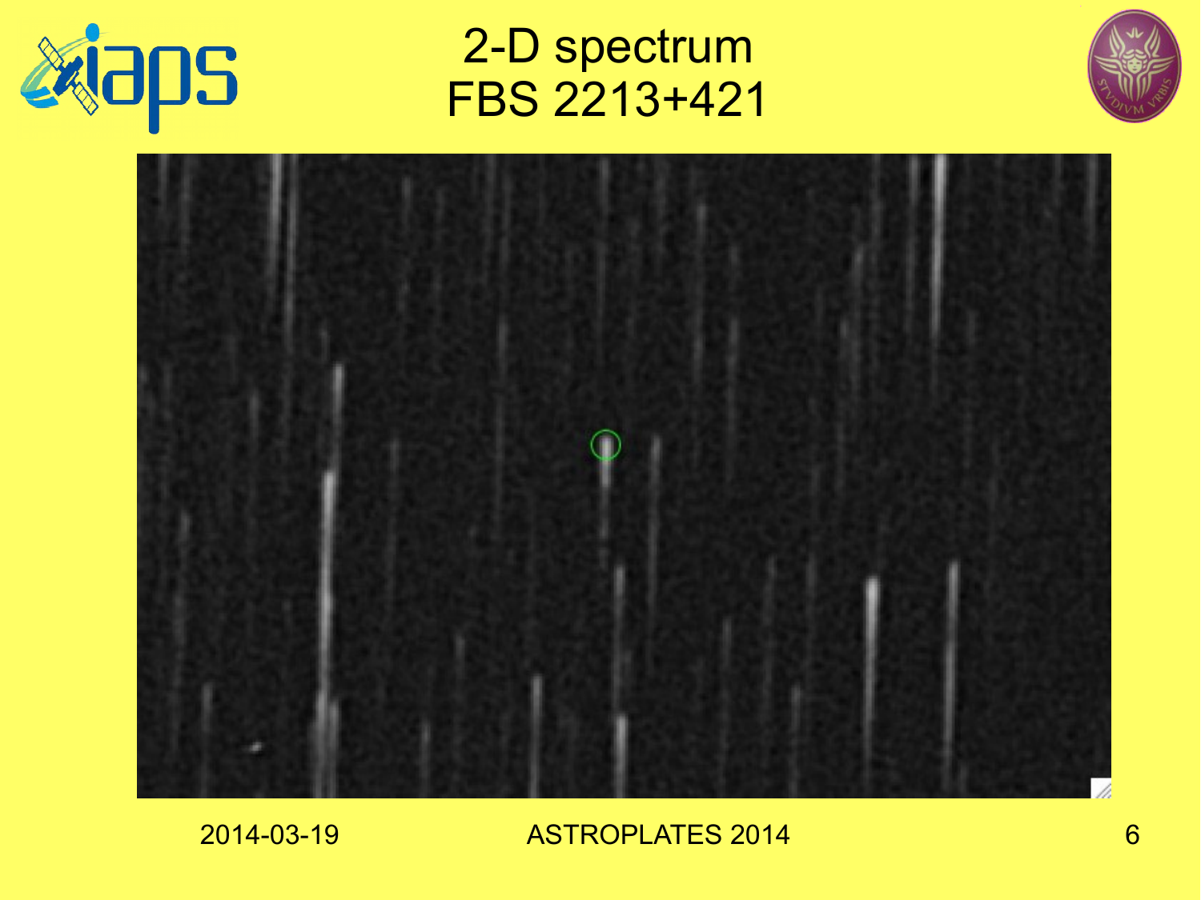# 2-D spectrum FBS 2213+421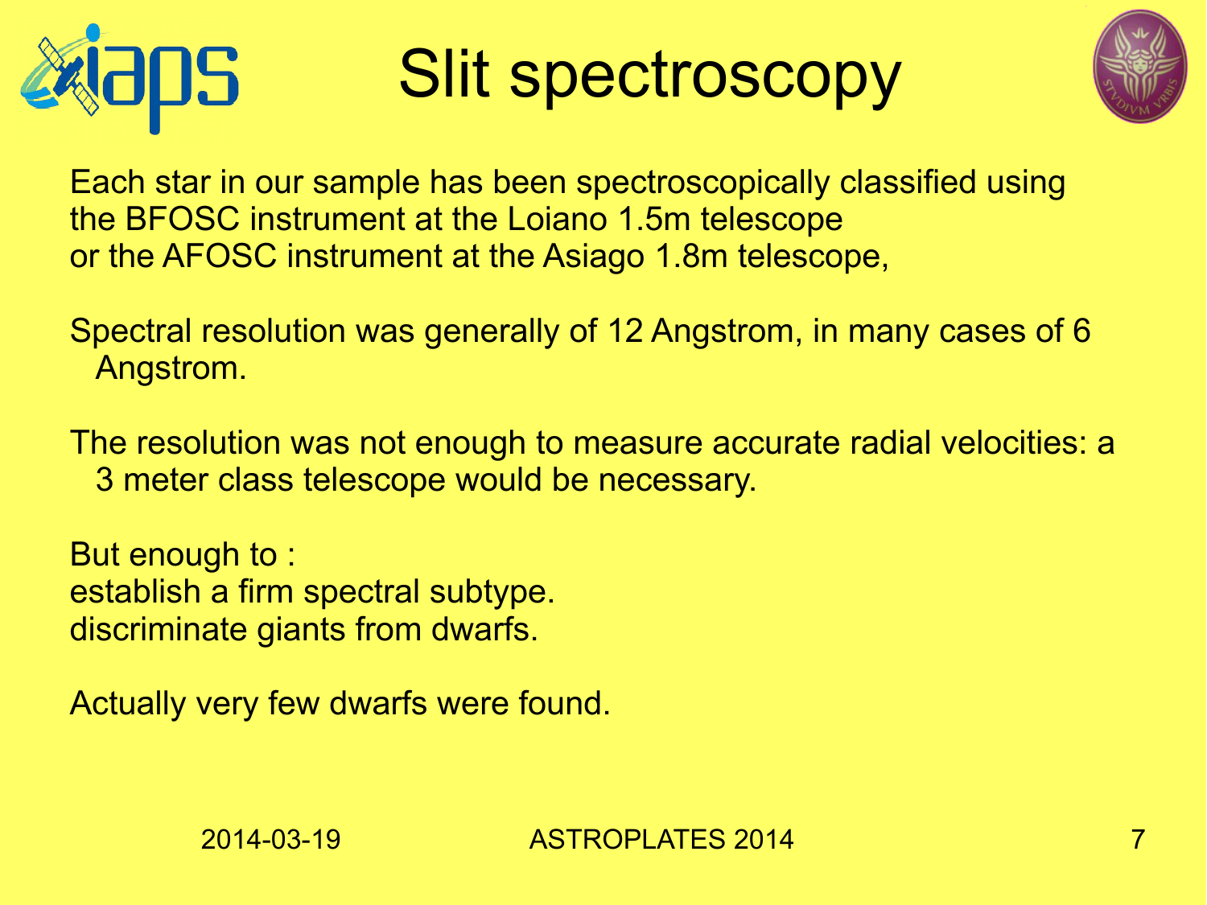# Slit spectroscopy

Each star in our sample has been spectroscopically classified using the BFOSC instrument at the Loiano 1.5m telescope or the AFOSC instrument at the Asiago 1.8m telescope,

Spectral resolution was generally of 12 Angstrom, in many cases of 6 Angstrom.

The resolution was not enough to measure accurate radial velocities: a 3 meter class telescope would be necessary.

But enough to :
establish a firm spectral subtype.
discriminate giants from dwarfs.

Actually very few dwarfs were found.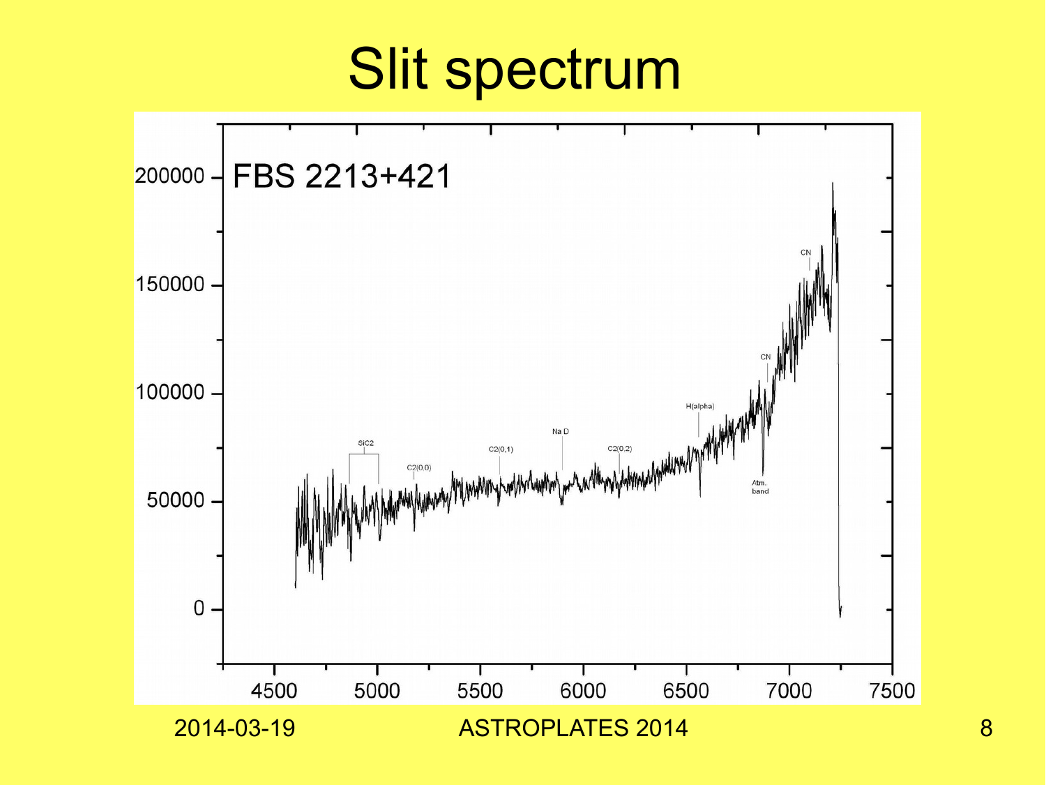# Slit spectrum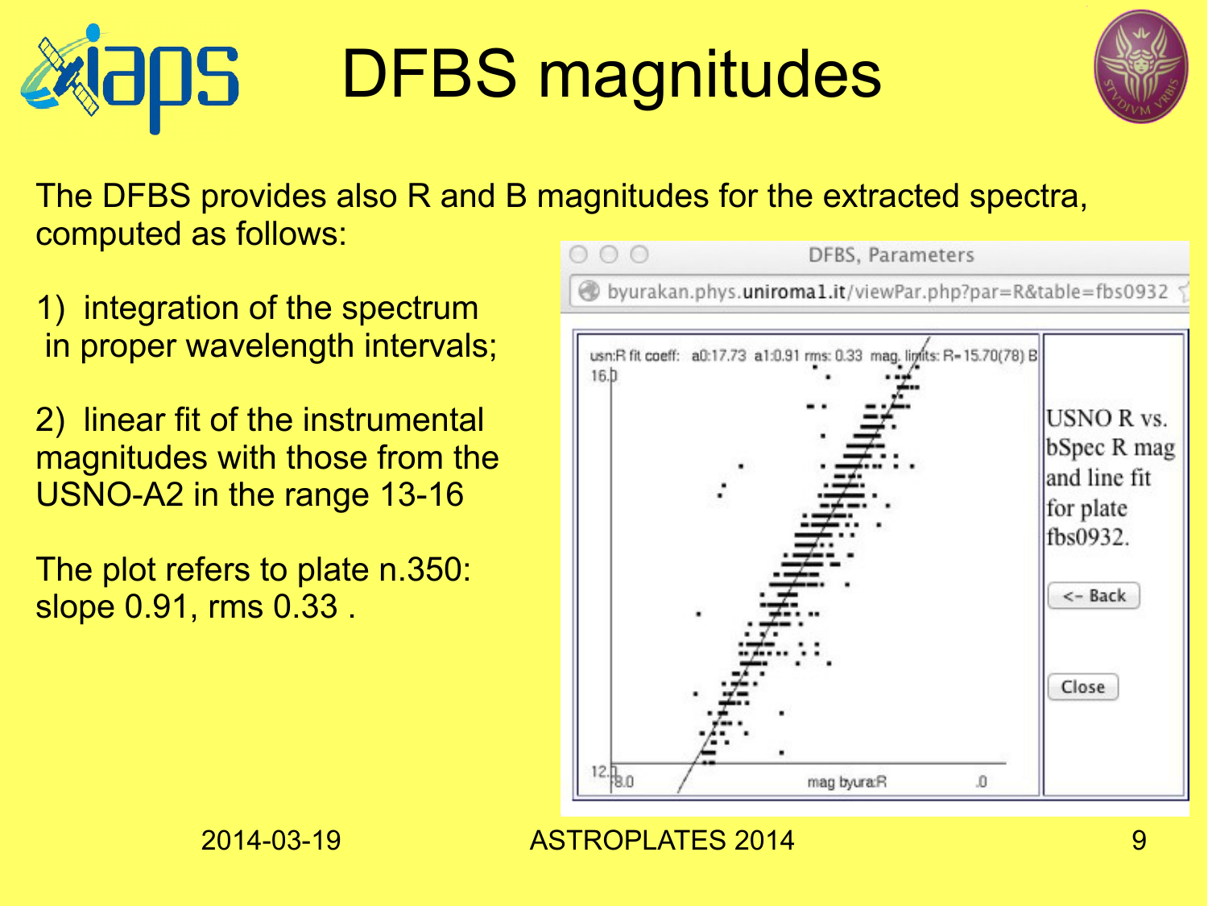# DFBS magnitudes

The DFBS provides also R and B magnitudes for the extracted spectra, computed as follows:

1) integration of the spectrum in proper wavelength intervals;

2) linear fit of the instrumental magnitudes with those from the USNO-A2 in the range 13-16

The plot refers to plate n.350: slope 0.91, rms 0.33 .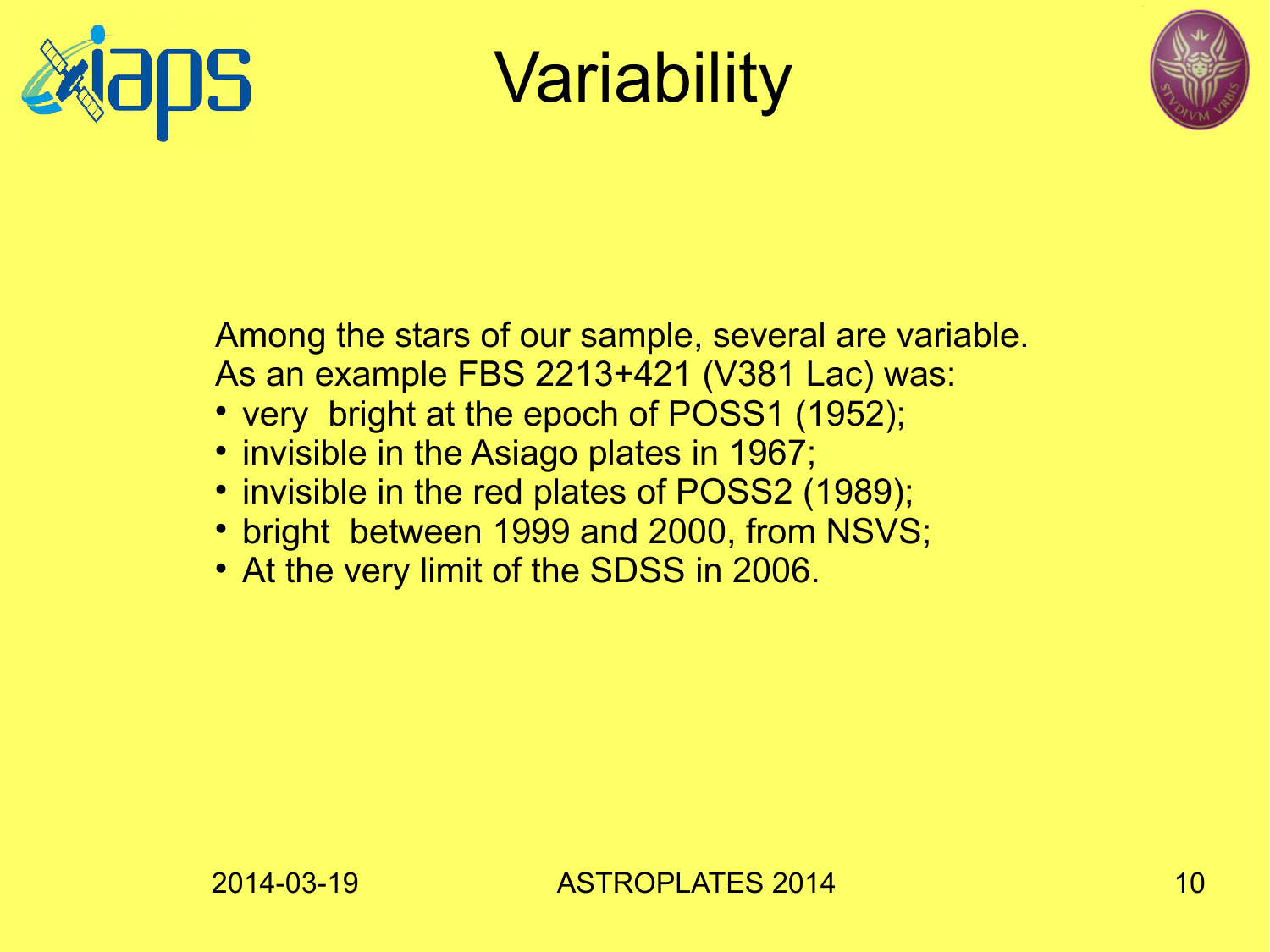# Variability

Among the stars of our sample, several are variable.
As an example FBS 2213+421 (V381 Lac) was:

- very bright at the epoch of POSS1 (1952);
- invisible in the Asiago plates in 1967;
- invisible in the red plates of POSS2 (1989);
- bright between 1999 and 2000, from NSVS;
- At the very limit of the SDSS in 2006.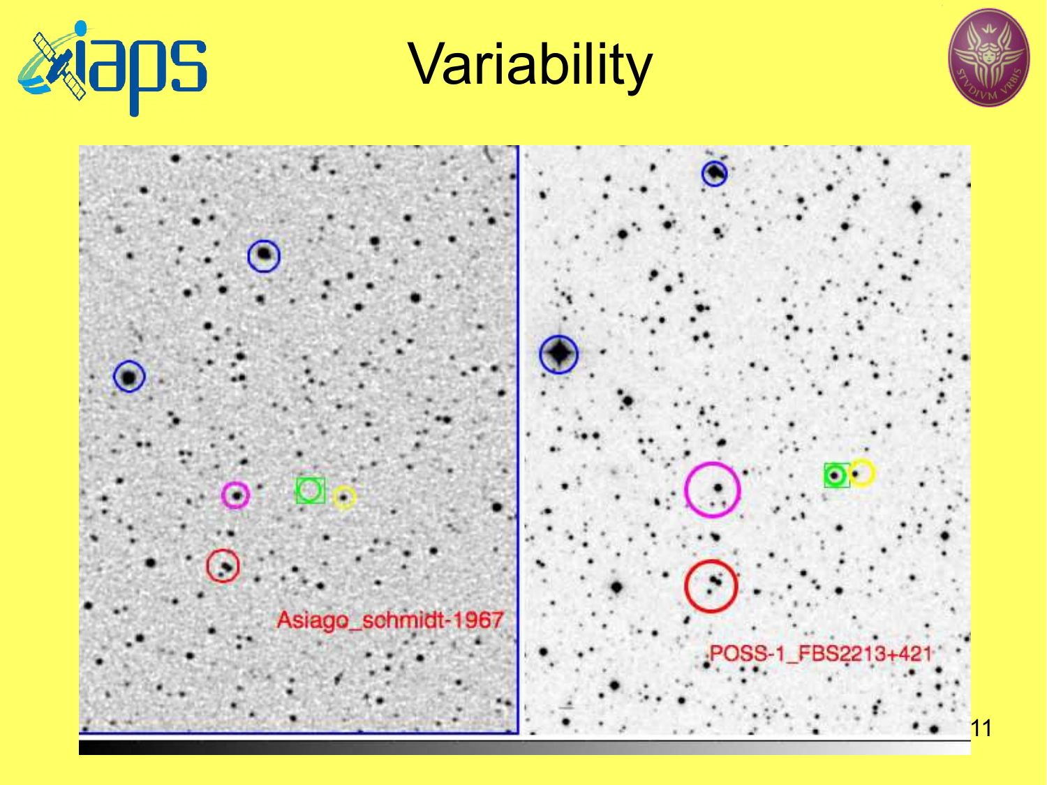# Variability

Asiago_schmidt-1967

POSS-1_FBS2213+421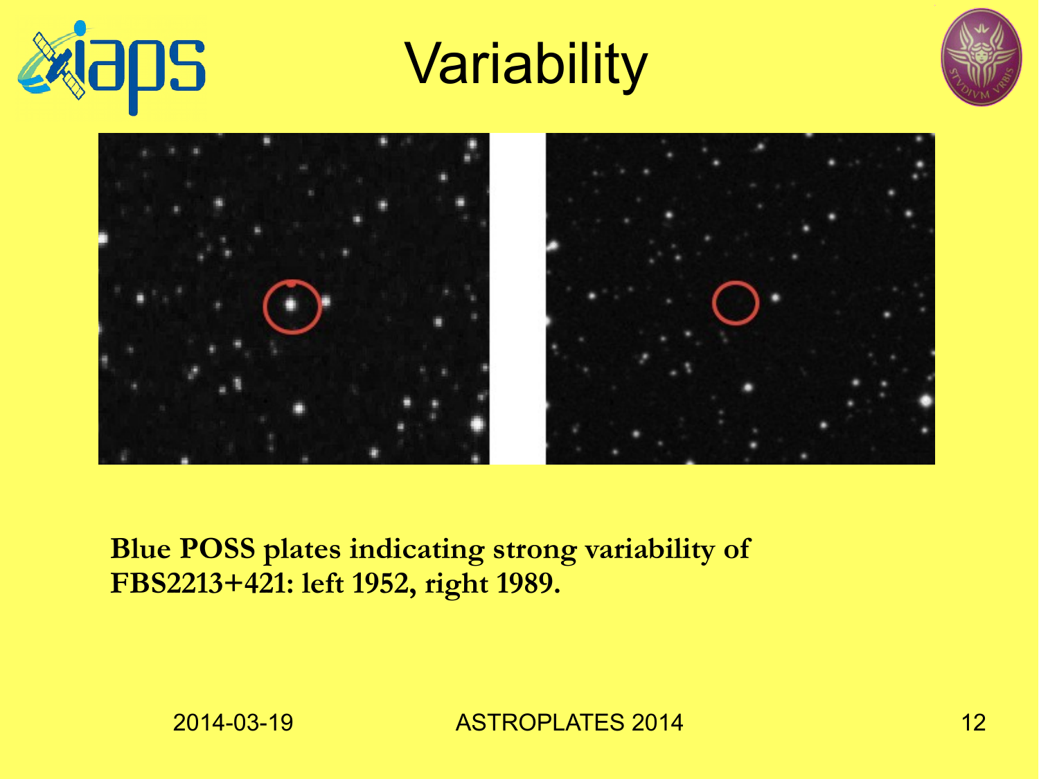# Variability

**Blue POSS plates indicating strong variability of FBS2213+421: left 1952, right 1989.**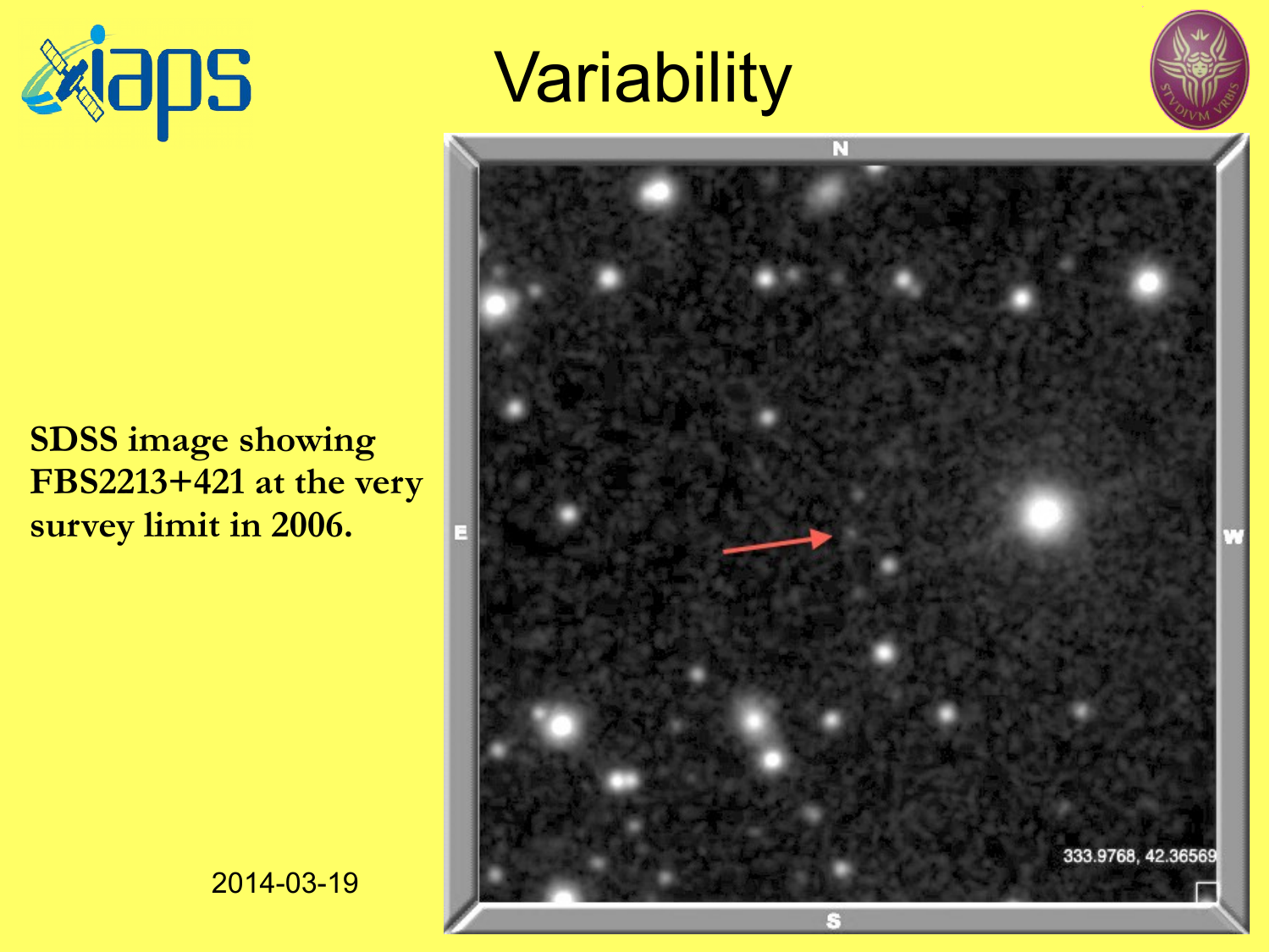# Variability

**SDSS image showing FBS2213+421 at the very survey limit in 2006.**

2014-03-19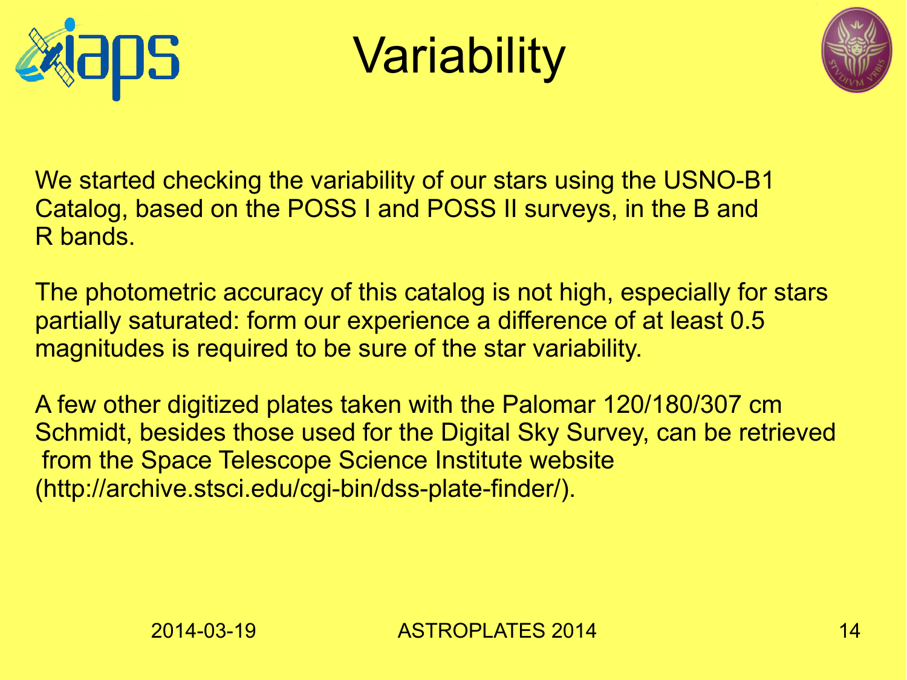# Variability

We started checking the variability of our stars using the USNO-B1 Catalog, based on the POSS I and POSS II surveys, in the B and R bands.

The photometric accuracy of this catalog is not high, especially for stars partially saturated: form our experience a difference of at least 0.5 magnitudes is required to be sure of the star variability.

A few other digitized plates taken with the Palomar 120/180/307 cm Schmidt, besides those used for the Digital Sky Survey, can be retrieved from the Space Telescope Science Institute website (http://archive.stsci.edu/cgi-bin/dss-plate-finder/).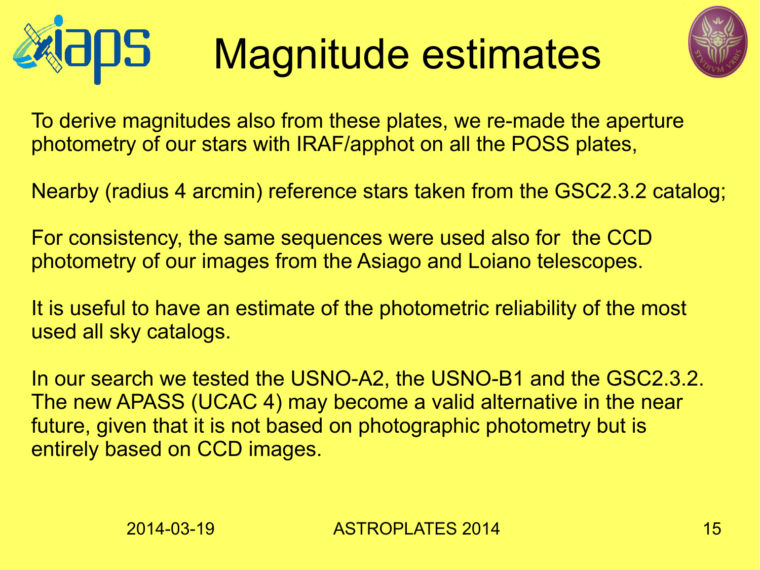# Magnitude estimates

To derive magnitudes also from these plates, we re-made the aperture photometry of our stars with IRAF/apphot on all the POSS plates,

Nearby (radius 4 arcmin) reference stars taken from the GSC2.3.2 catalog;

For consistency, the same sequences were used also for the CCD photometry of our images from the Asiago and Loiano telescopes.

It is useful to have an estimate of the photometric reliability of the most used all sky catalogs.

In our search we tested the USNO-A2, the USNO-B1 and the GSC2.3.2. The new APASS (UCAC 4) may become a valid alternative in the near future, given that it is not based on photographic photometry but is entirely based on CCD images.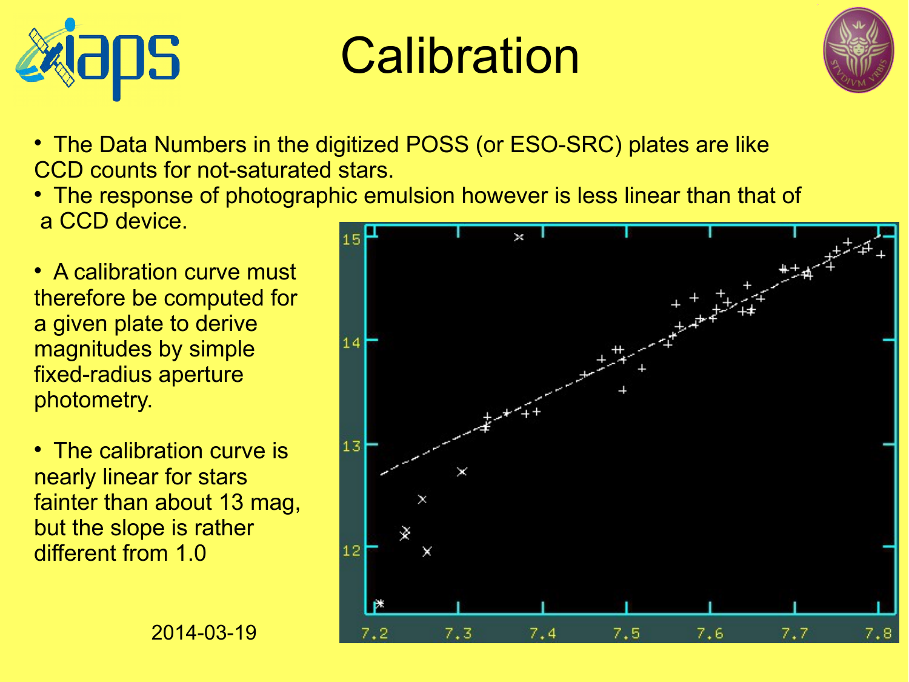# Calibration

- The Data Numbers in the digitized POSS (or ESO-SRC) plates are like CCD counts for not-saturated stars.
- The response of photographic emulsion however is less linear than that of a CCD device.
- A calibration curve must therefore be computed for a given plate to derive magnitudes by simple fixed-radius aperture photometry.
- The calibration curve is nearly linear for stars fainter than about 13 mag, but the slope is rather different from 1.0

2014-03-19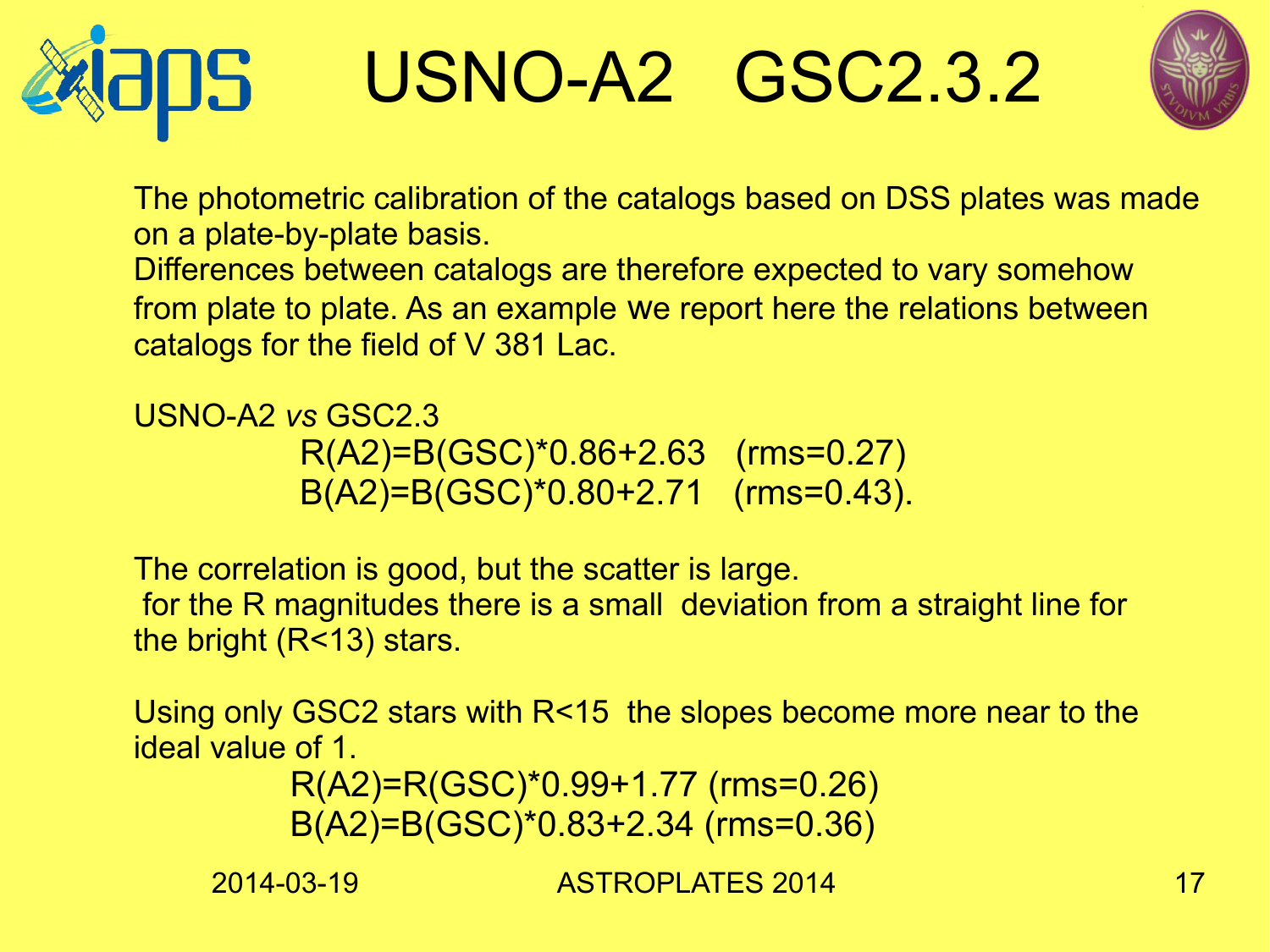# USNO-A2 GSC2.3.2

The photometric calibration of the catalogs based on DSS plates was made on a plate-by-plate basis.
Differences between catalogs are therefore expected to vary somehow from plate to plate. As an example we report here the relations between catalogs for the field of V 381 Lac.

USNO-A2 *vs* GSC2.3

$$R(A2)=B(GSC)*0.86+2.63 \quad (rms=0.27)$$
$$B(A2)=B(GSC)*0.80+2.71 \quad (rms=0.43).$$

The correlation is good, but the scatter is large.
for the R magnitudes there is a small deviation from a straight line for the bright ($R<13$) stars.

Using only GSC2 stars with $R<15$ the slopes become more near to the ideal value of 1.

$$R(A2)=R(GSC)*0.99+1.77 \quad (rms=0.26)$$
$$B(A2)=B(GSC)*0.83+2.34 \quad (rms=0.36)$$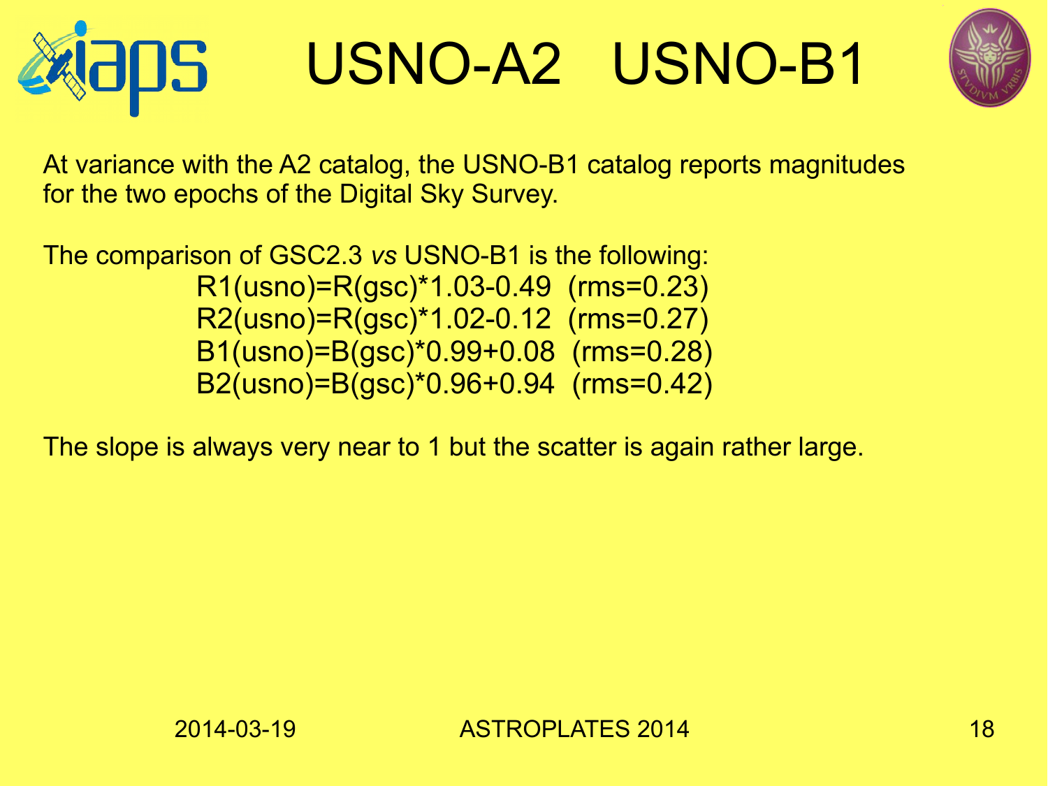# USNO-A2 USNO-B1

At variance with the A2 catalog, the USNO-B1 catalog reports magnitudes for the two epochs of the Digital Sky Survey.

The comparison of GSC2.3 *vs* USNO-B1 is the following:

$$R1(usno)=R(gsc)*1.03-0.49 \quad (rms=0.23)$$

$$R2(usno)=R(gsc)*1.02-0.12 \quad (rms=0.27)$$

$$B1(usno)=B(gsc)*0.99+0.08 \quad (rms=0.28)$$

$$B2(usno)=B(gsc)*0.96+0.94 \quad (rms=0.42)$$

The slope is always very near to 1 but the scatter is again rather large.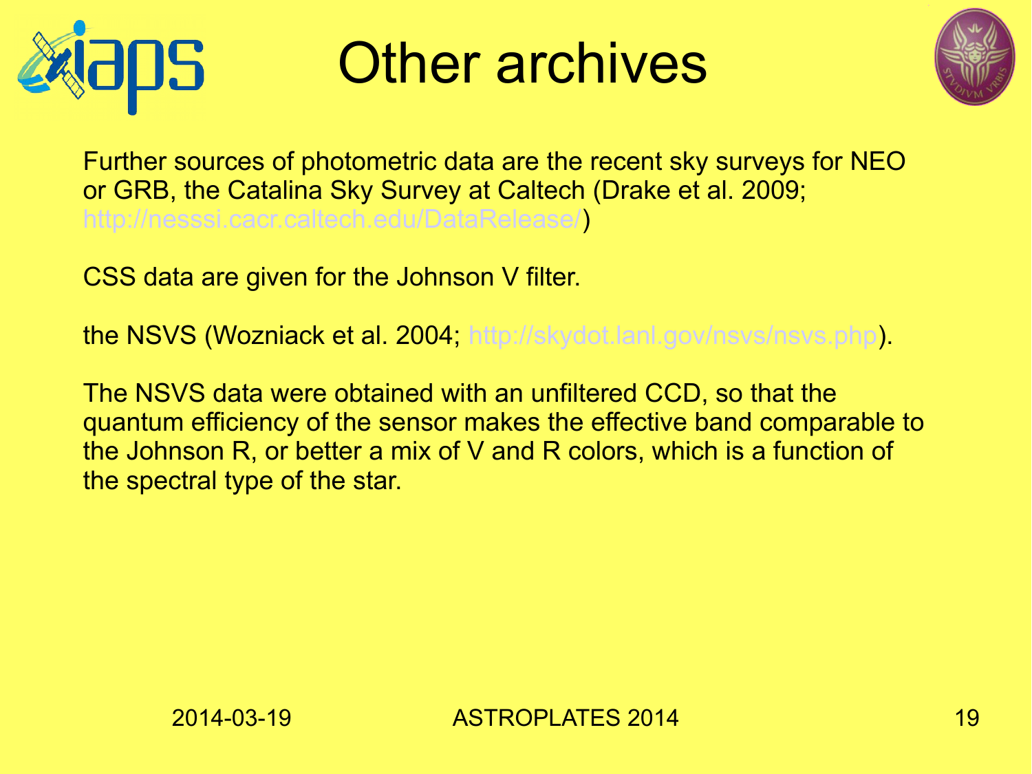# Other archives

Further sources of photometric data are the recent sky surveys for NEO or GRB, the Catalina Sky Survey at Caltech (Drake et al. 2009; http://nesssi.cacr.caltech.edu/DataRelease/)

CSS data are given for the Johnson V filter.

the NSVS (Wozniack et al. 2004; http://skydot.lanl.gov/nsvs/nsvs.php).

The NSVS data were obtained with an unfiltered CCD, so that the quantum efficiency of the sensor makes the effective band comparable to the Johnson R, or better a mix of V and R colors, which is a function of the spectral type of the star.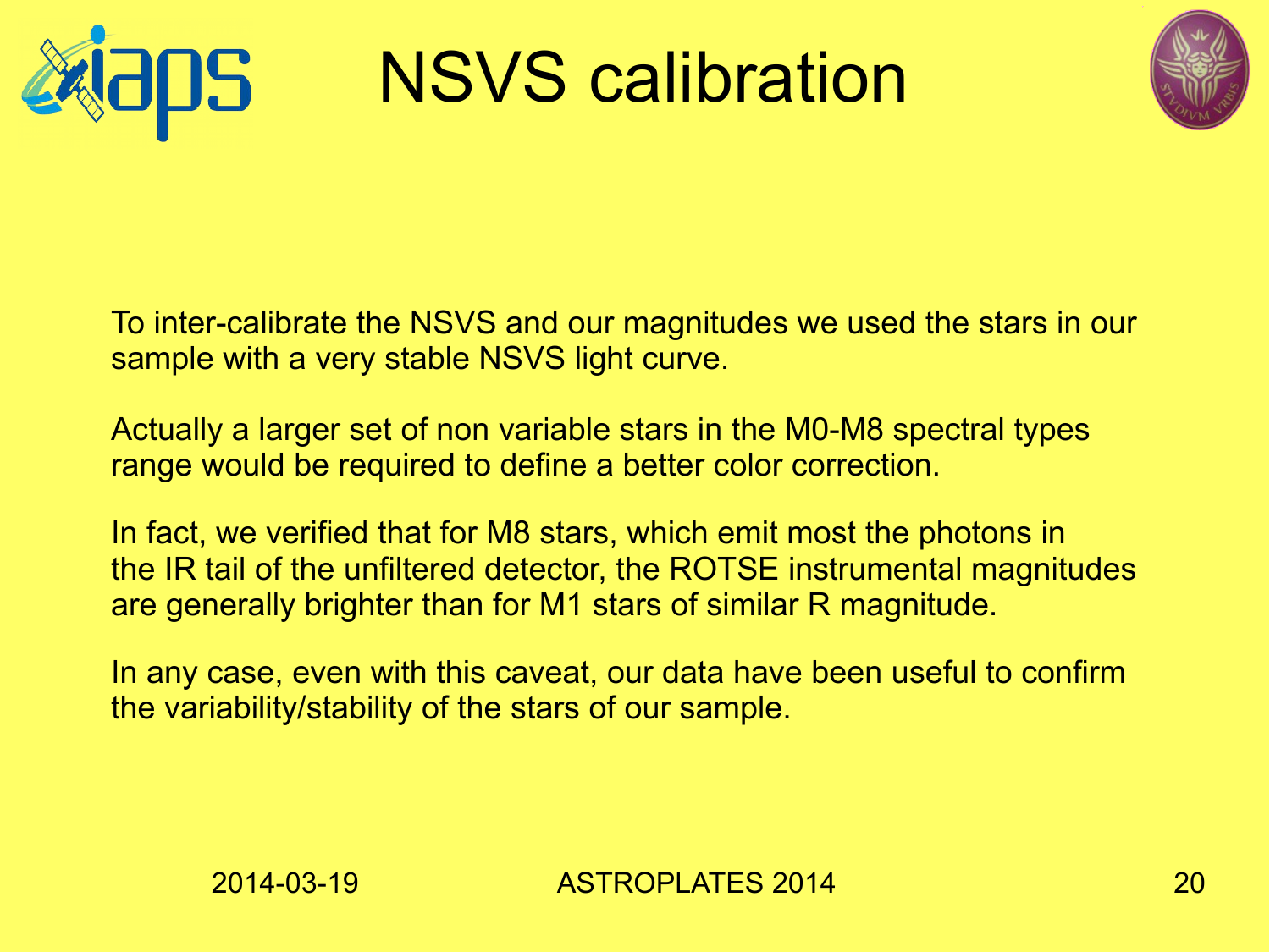# NSVS calibration

To inter-calibrate the NSVS and our magnitudes we used the stars in our sample with a very stable NSVS light curve.

Actually a larger set of non variable stars in the M0-M8 spectral types range would be required to define a better color correction.

In fact, we verified that for M8 stars, which emit most the photons in the IR tail of the unfiltered detector, the ROTSE instrumental magnitudes are generally brighter than for M1 stars of similar R magnitude.

In any case, even with this caveat, our data have been useful to confirm the variability/stability of the stars of our sample.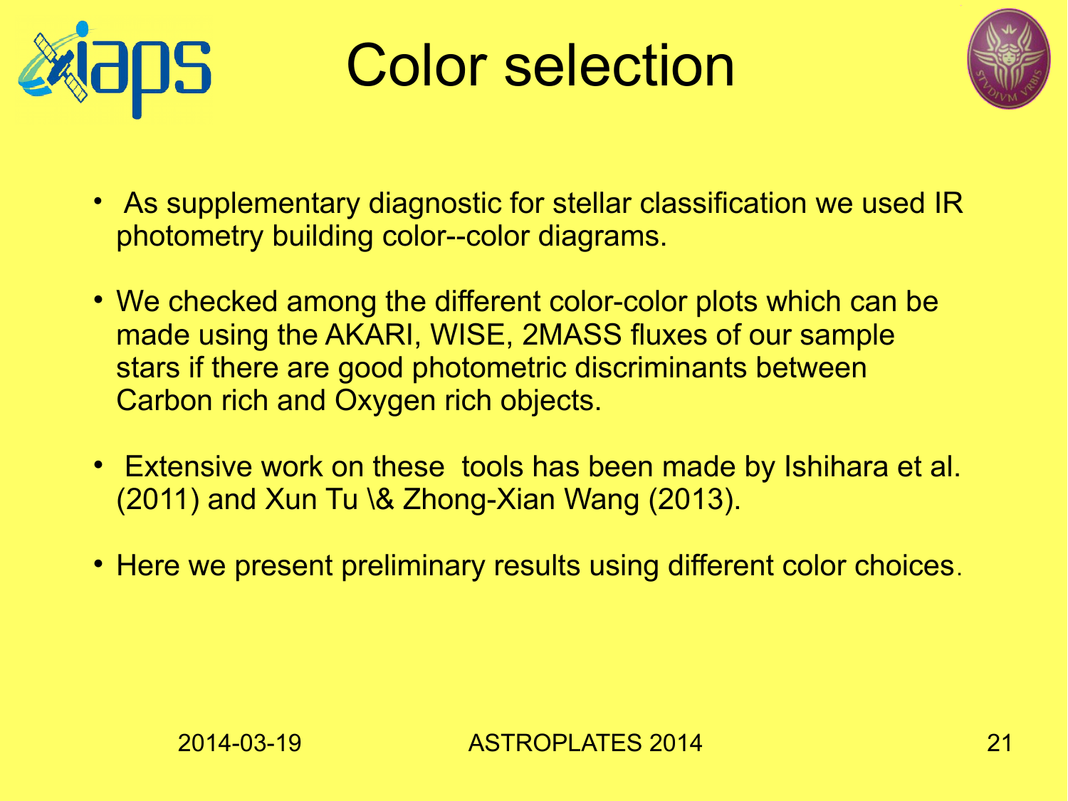# Color selection

- As supplementary diagnostic for stellar classification we used IR photometry building color--color diagrams.
- We checked among the different color-color plots which can be made using the AKARI, WISE, 2MASS fluxes of our sample stars if there are good photometric discriminants between Carbon rich and Oxygen rich objects.
- Extensive work on these tools has been made by Ishihara et al. (2011) and Xun Tu \& Zhong-Xian Wang (2013).
- Here we present preliminary results using different color choices.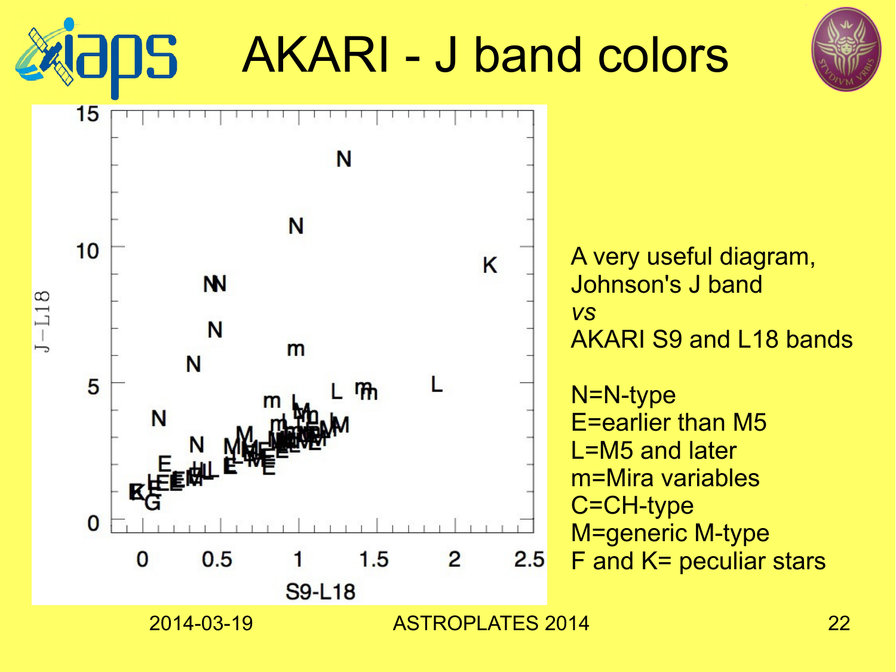# AKARI - J band colors

A very useful diagram, Johnson's J band *vs* AKARI S9 and L18 bands

N=N-type
E=earlier than M5
L=M5 and later
m=Mira variables
C=CH-type
M=generic M-type
F and K= peculiar stars

2014-03-19 ASTROPLATES 2014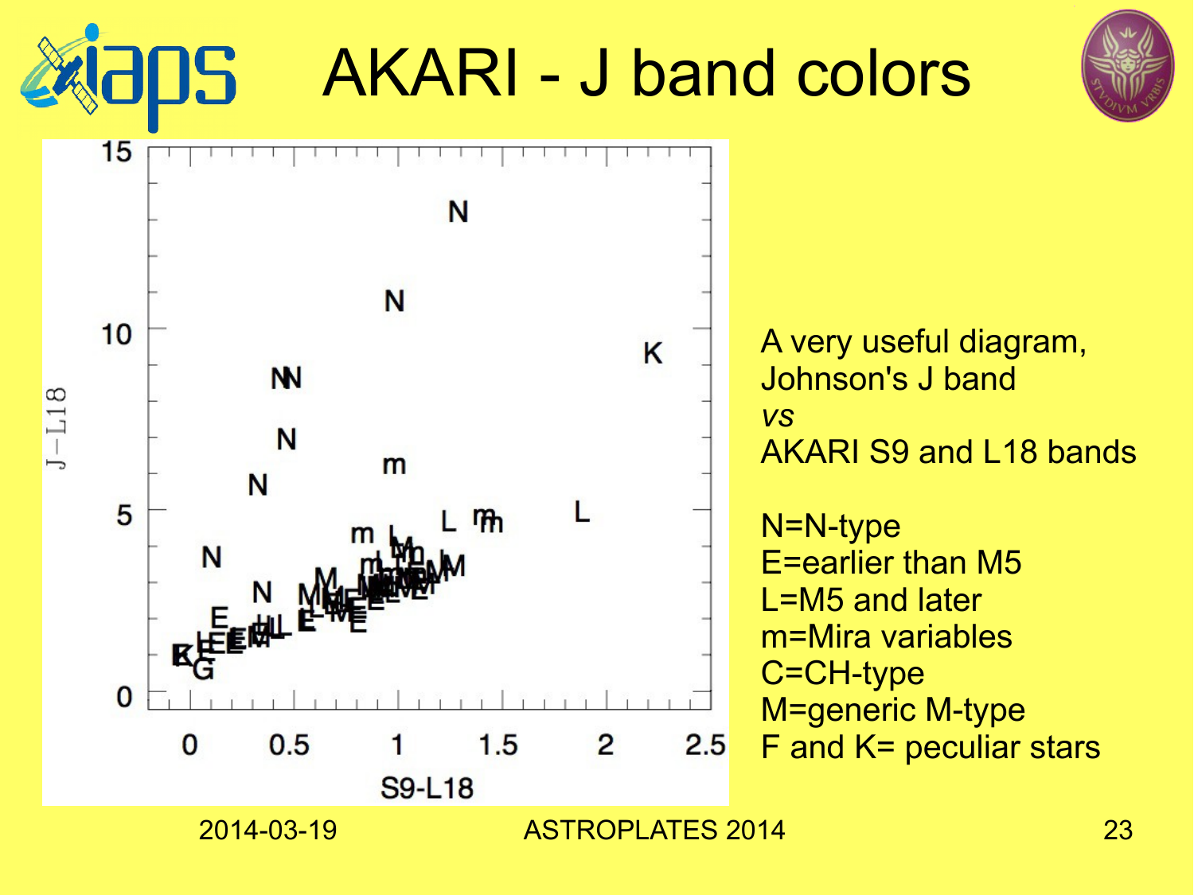# AKARI - J band colors

A very useful diagram, Johnson's J band *vs* AKARI S9 and L18 bands

N=N-type
E=earlier than M5
L=M5 and later
m=Mira variables
C=CH-type
M=generic M-type
F and K= peculiar stars

2014-03-19 ASTROPLATES 2014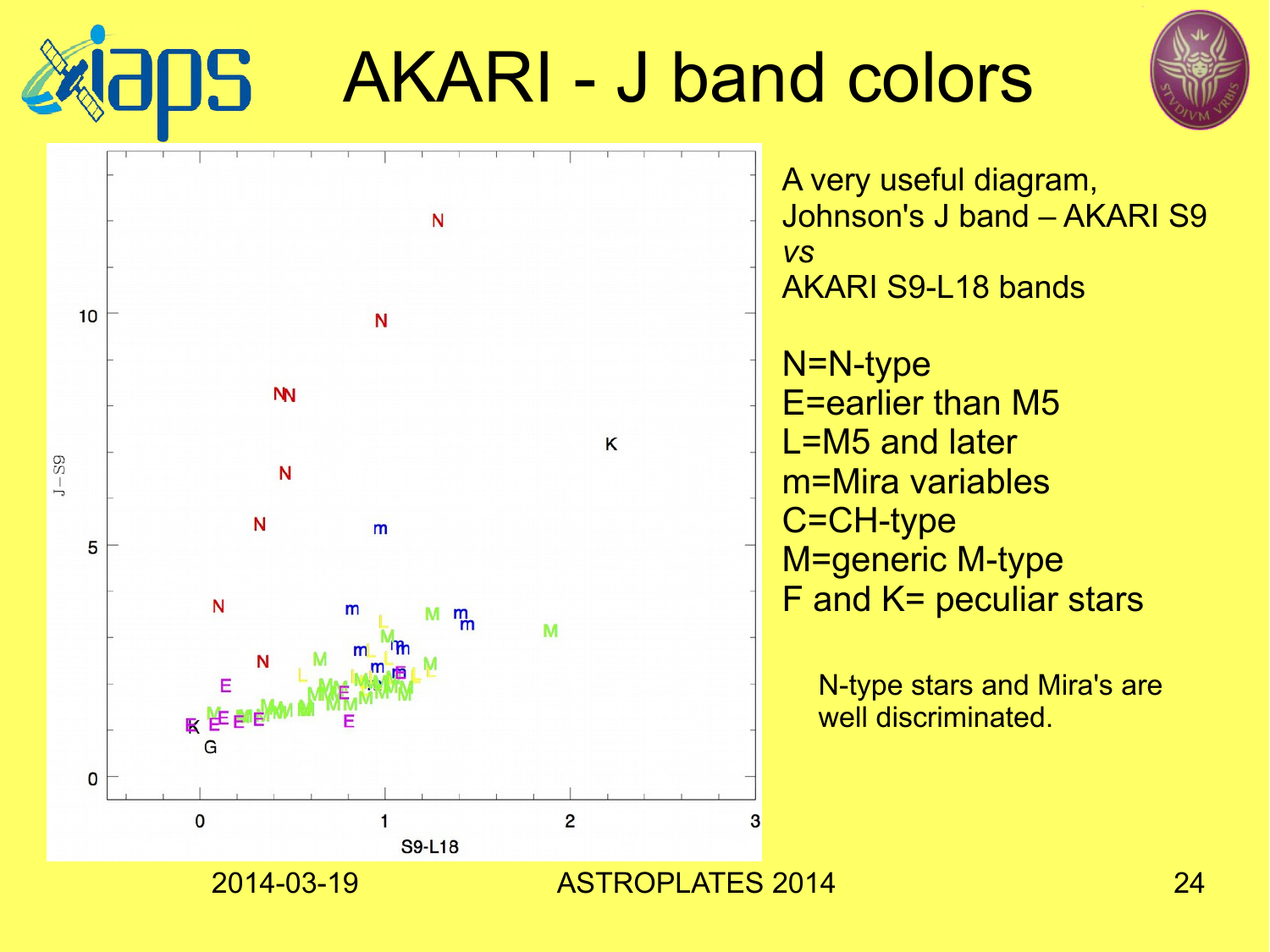# AKARI - J band colors

A very useful diagram,
Johnson's J band – AKARI S9
*vs*
AKARI S9-L18 bands

N=N-type
E=earlier than M5
L=M5 and later
m=Mira variables
C=CH-type
M=generic M-type
F and K= peculiar stars

N-type stars and Mira's are well discriminated.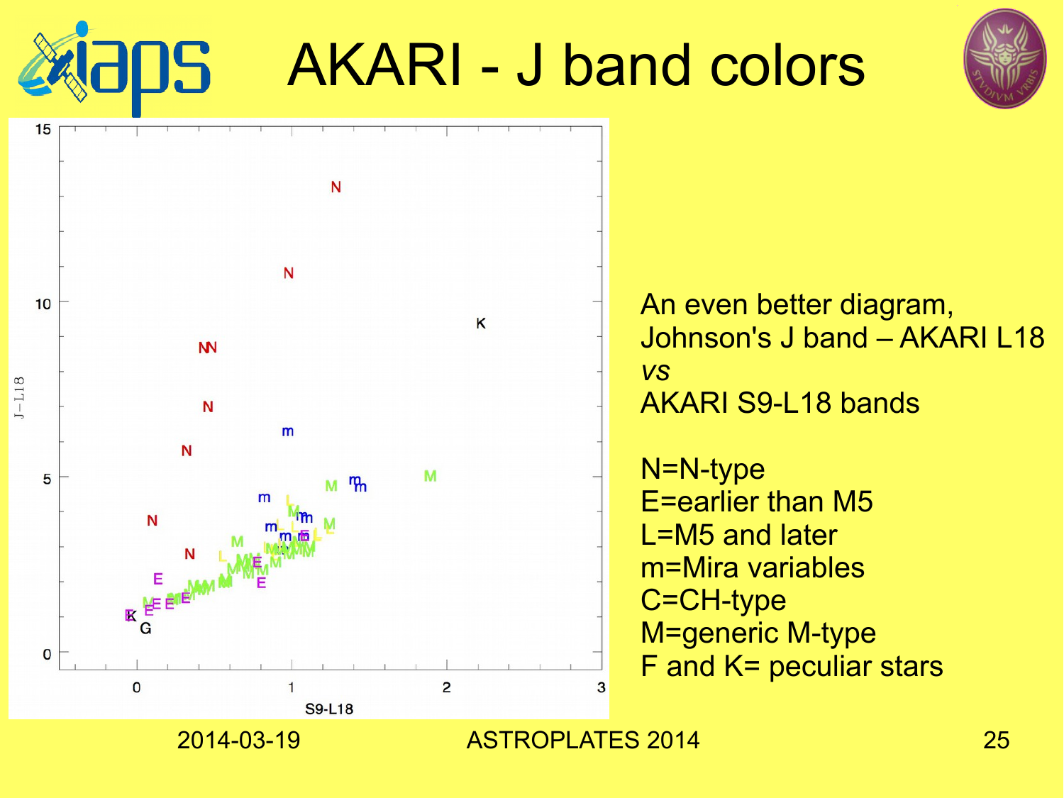# AKARI - J band colors

An even better diagram, Johnson's J band – AKARI L18 *vs* AKARI S9-L18 bands

N=N-type
E=earlier than M5
L=M5 and later
m=Mira variables
C=CH-type
M=generic M-type
F and K= peculiar stars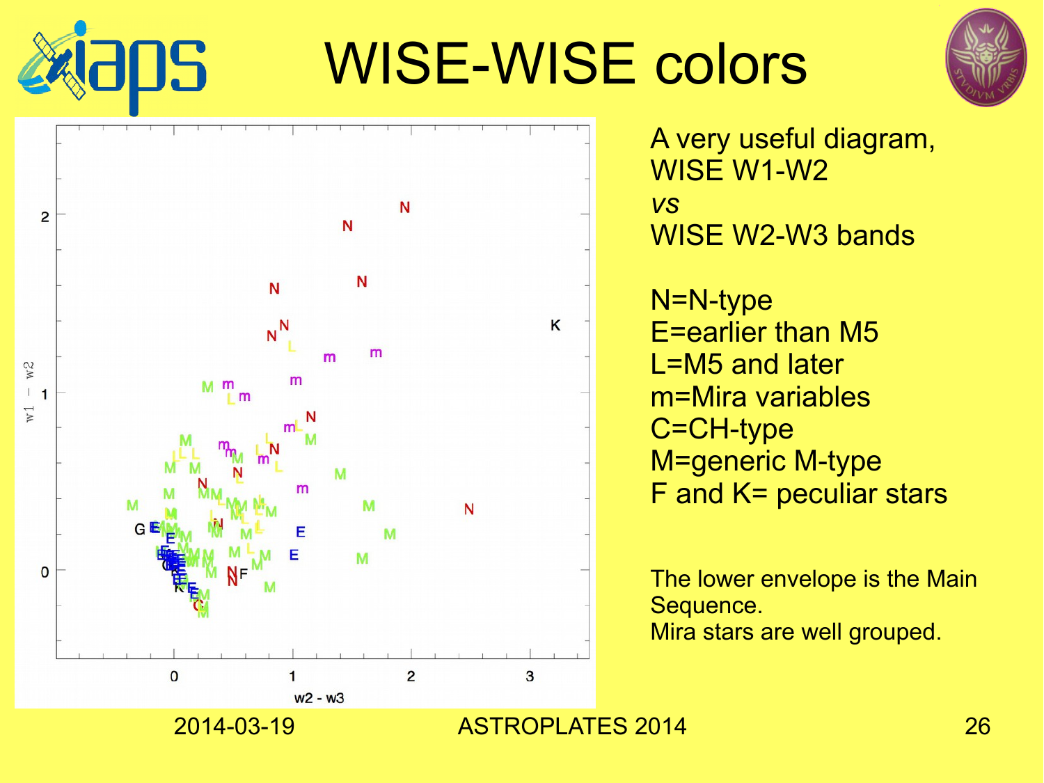# WISE-WISE colors

A very useful diagram,
WISE W1-W2
*vs*
WISE W2-W3 bands

N=N-type
E=earlier than M5
L=M5 and later
m=Mira variables
C=CH-type
M=generic M-type
F and K= peculiar stars

The lower envelope is the Main Sequence.
Mira stars are well grouped.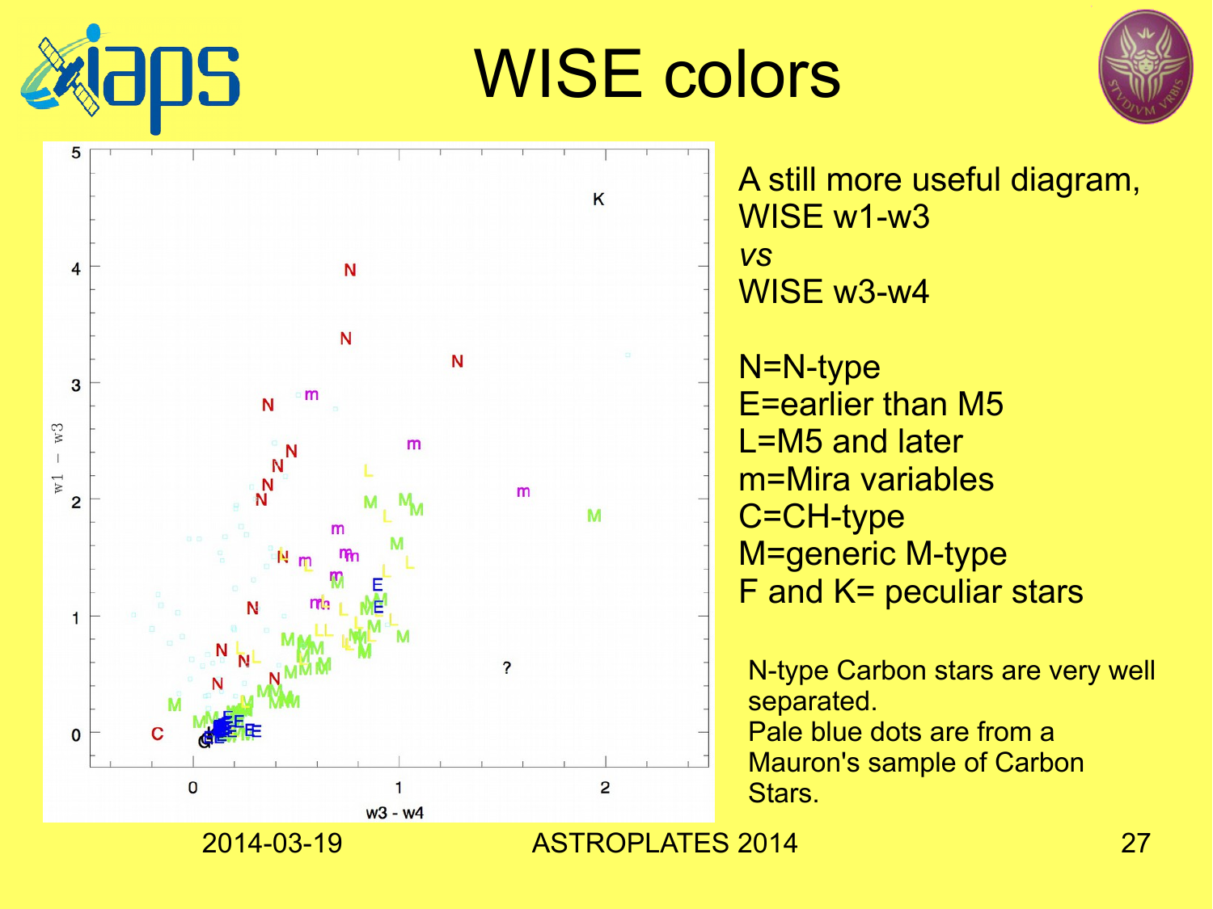# WISE colors

A still more useful diagram, WISE w1-w3
*vs*
WISE w3-w4

N=N-type
E=earlier than M5
L=M5 and later
m=Mira variables
C=CH-type
M=generic M-type
F and K= peculiar stars

N-type Carbon stars are very well separated.
Pale blue dots are from a Mauron's sample of Carbon Stars.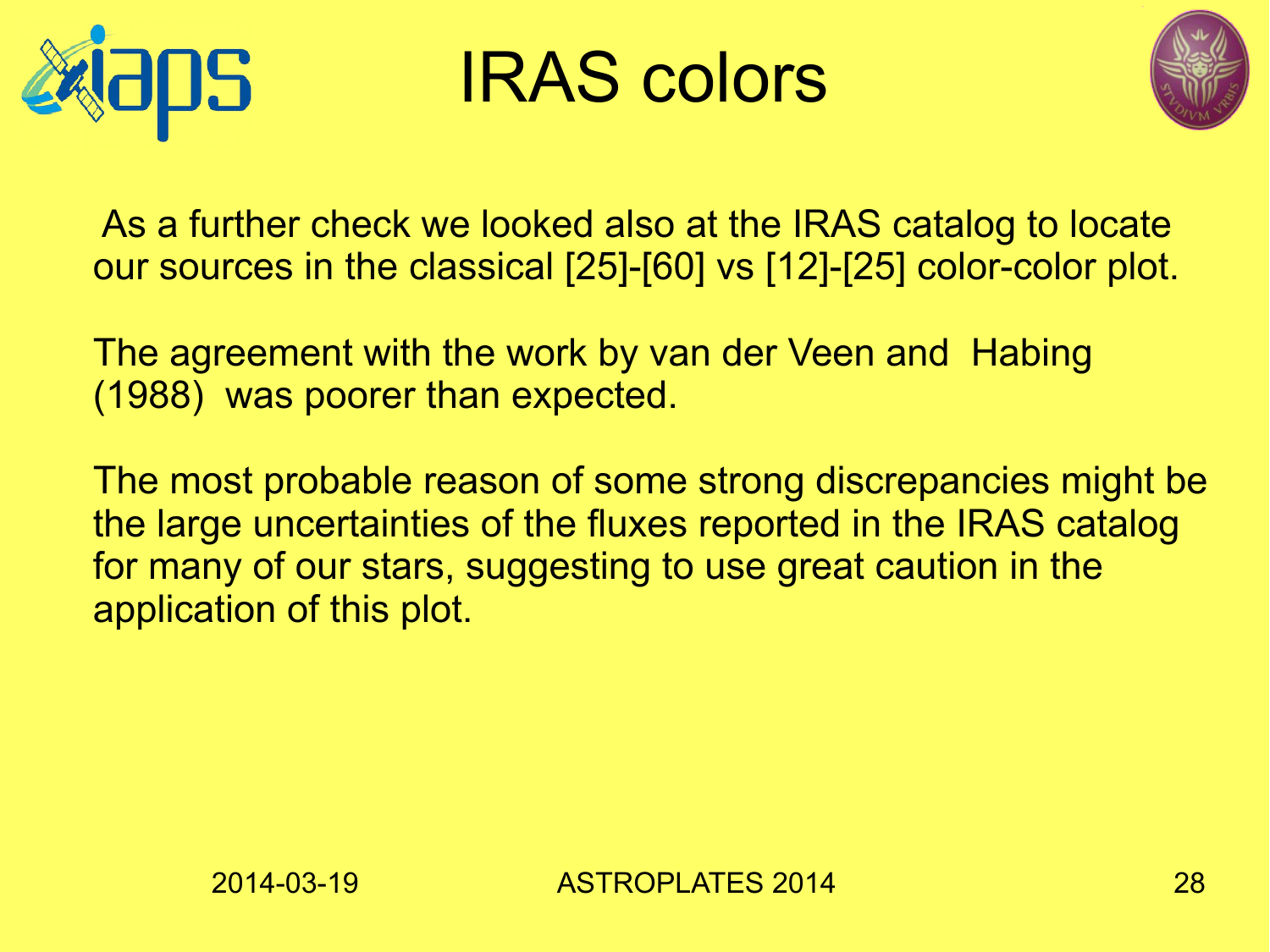# IRAS colors

As a further check we looked also at the IRAS catalog to locate our sources in the classical [25]-[60] vs [12]-[25] color-color plot.

The agreement with the work by van der Veen and Habing (1988) was poorer than expected.

The most probable reason of some strong discrepancies might be the large uncertainties of the fluxes reported in the IRAS catalog for many of our stars, suggesting to use great caution in the application of this plot.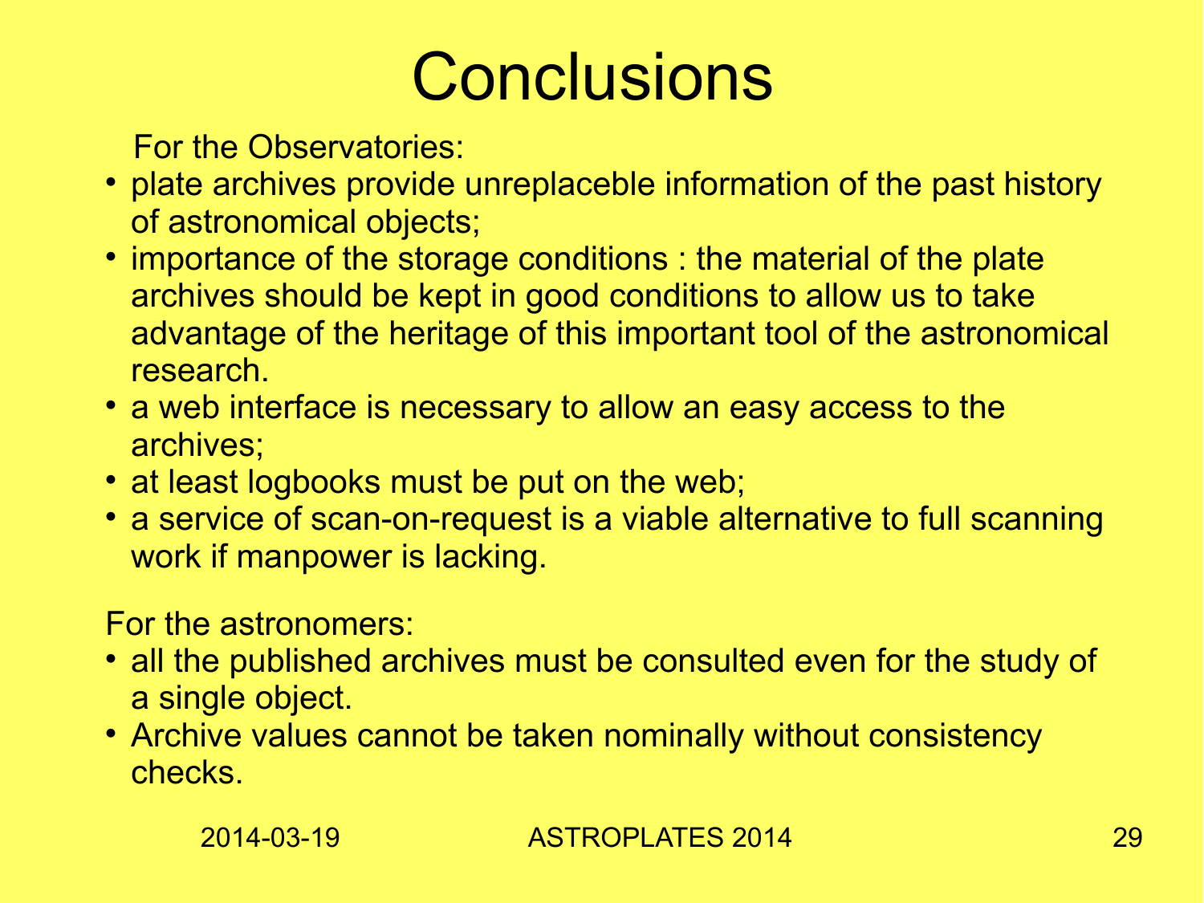# Conclusions

For the Observatories:

- plate archives provide unreplaceble information of the past history of astronomical objects;
- importance of the storage conditions : the material of the plate archives should be kept in good conditions to allow us to take advantage of the heritage of this important tool of the astronomical research.
- a web interface is necessary to allow an easy access to the archives;
- at least logbooks must be put on the web;
- a service of scan-on-request is a viable alternative to full scanning work if manpower is lacking.

For the astronomers:

- all the published archives must be consulted even for the study of a single object.
- Archive values cannot be taken nominally without consistency checks.